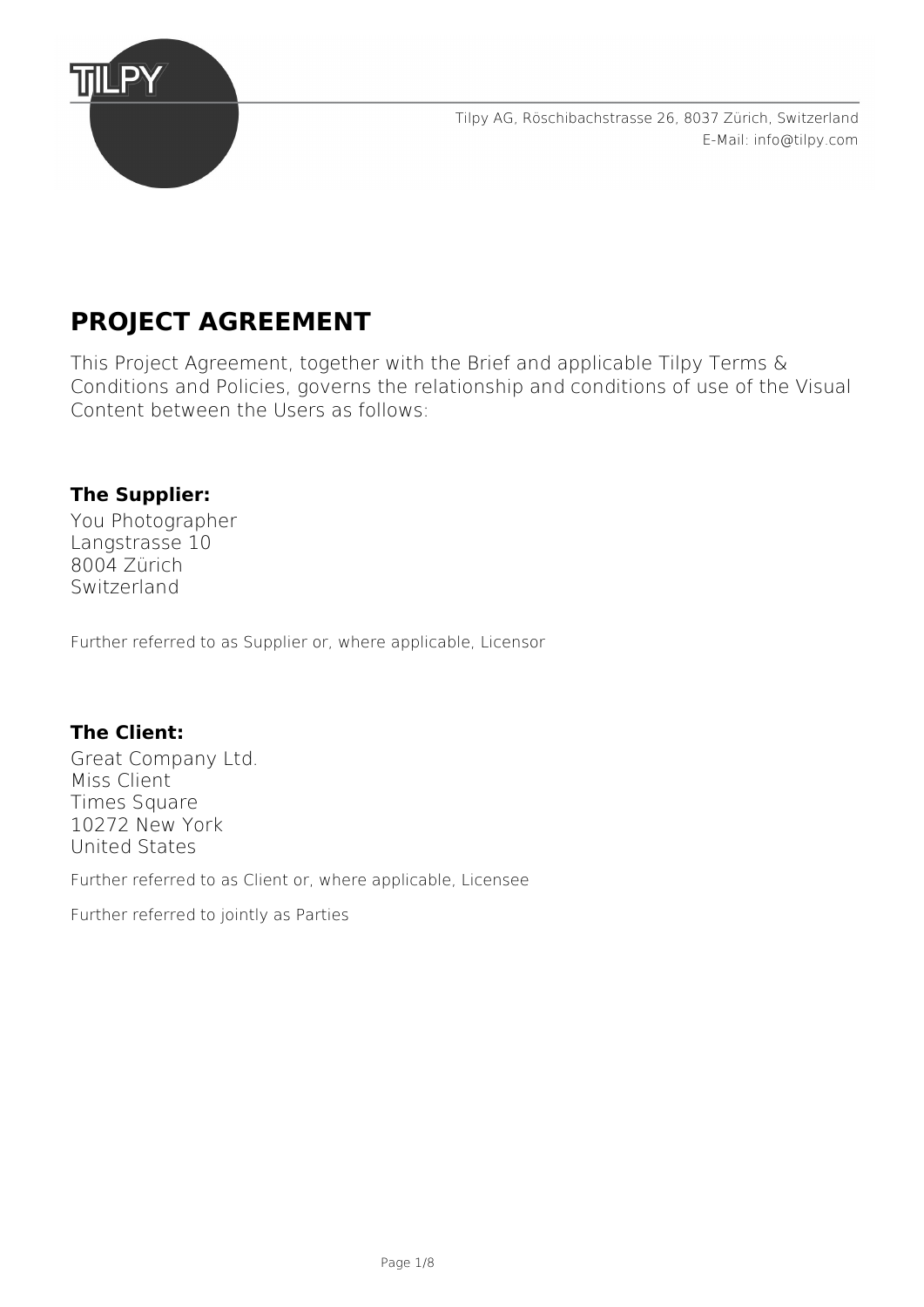Tilpy AG, Röschibachstrasse 26, 8037 Zürich, Switzerland
E-Mail: info@tilpy.com

# PROJECT AGREEMENT

This Project Agreement, together with the Brief and applicable Tilpy Terms & Conditions and Policies, governs the relationship and conditions of use of the Visual Content between the Users as follows:

**The Supplier:**

You Photographer
Langstrasse 10
8004 Zürich
Switzerland

Further referred to as Supplier or, where applicable, Licensor

**The Client:**

Great Company Ltd.
Miss Client
Times Square
10272 New York
United States

Further referred to as Client or, where applicable, Licensee

Further referred to jointly as Parties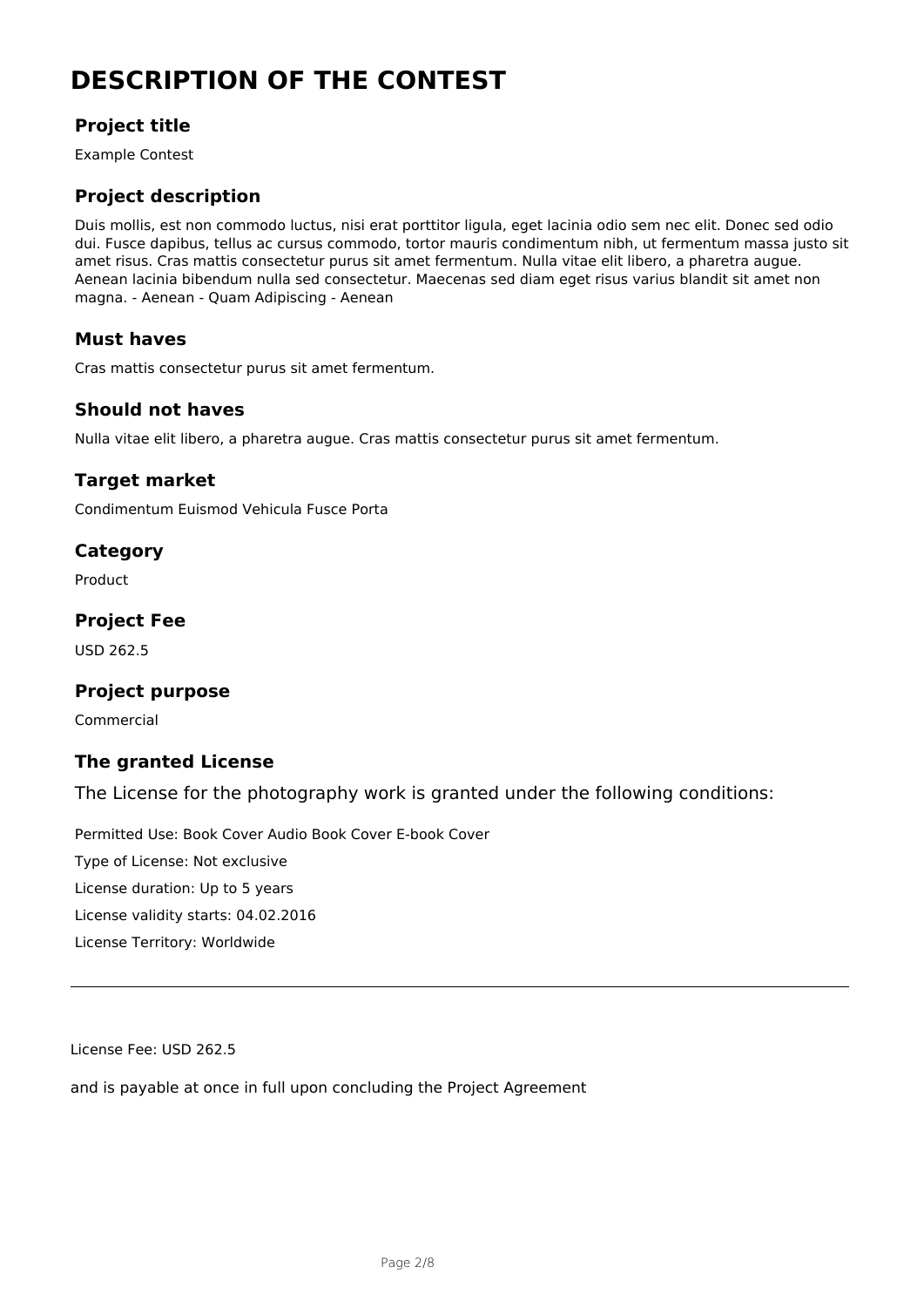# DESCRIPTION OF THE CONTEST

## Project title

Example Contest

## Project description

Duis mollis, est non commodo luctus, nisi erat porttitor ligula, eget lacinia odio sem nec elit. Donec sed odio dui. Fusce dapibus, tellus ac cursus commodo, tortor mauris condimentum nibh, ut fermentum massa justo sit amet risus. Cras mattis consectetur purus sit amet fermentum. Nulla vitae elit libero, a pharetra augue. Aenean lacinia bibendum nulla sed consectetur. Maecenas sed diam eget risus varius blandit sit amet non magna. - Aenean - Quam Adipiscing - Aenean

## Must haves

Cras mattis consectetur purus sit amet fermentum.

## Should not haves

Nulla vitae elit libero, a pharetra augue. Cras mattis consectetur purus sit amet fermentum.

## Target market

Condimentum Euismod Vehicula Fusce Porta

## Category

Product

## Project Fee

USD 262.5

## Project purpose

Commercial

## The granted License

The License for the photography work is granted under the following conditions:

Permitted Use: Book Cover Audio Book Cover E-book Cover

Type of License: Not exclusive

License duration: Up to 5 years

License validity starts: 04.02.2016

License Territory: Worldwide

---

License Fee: USD 262.5

and is payable at once in full upon concluding the Project Agreement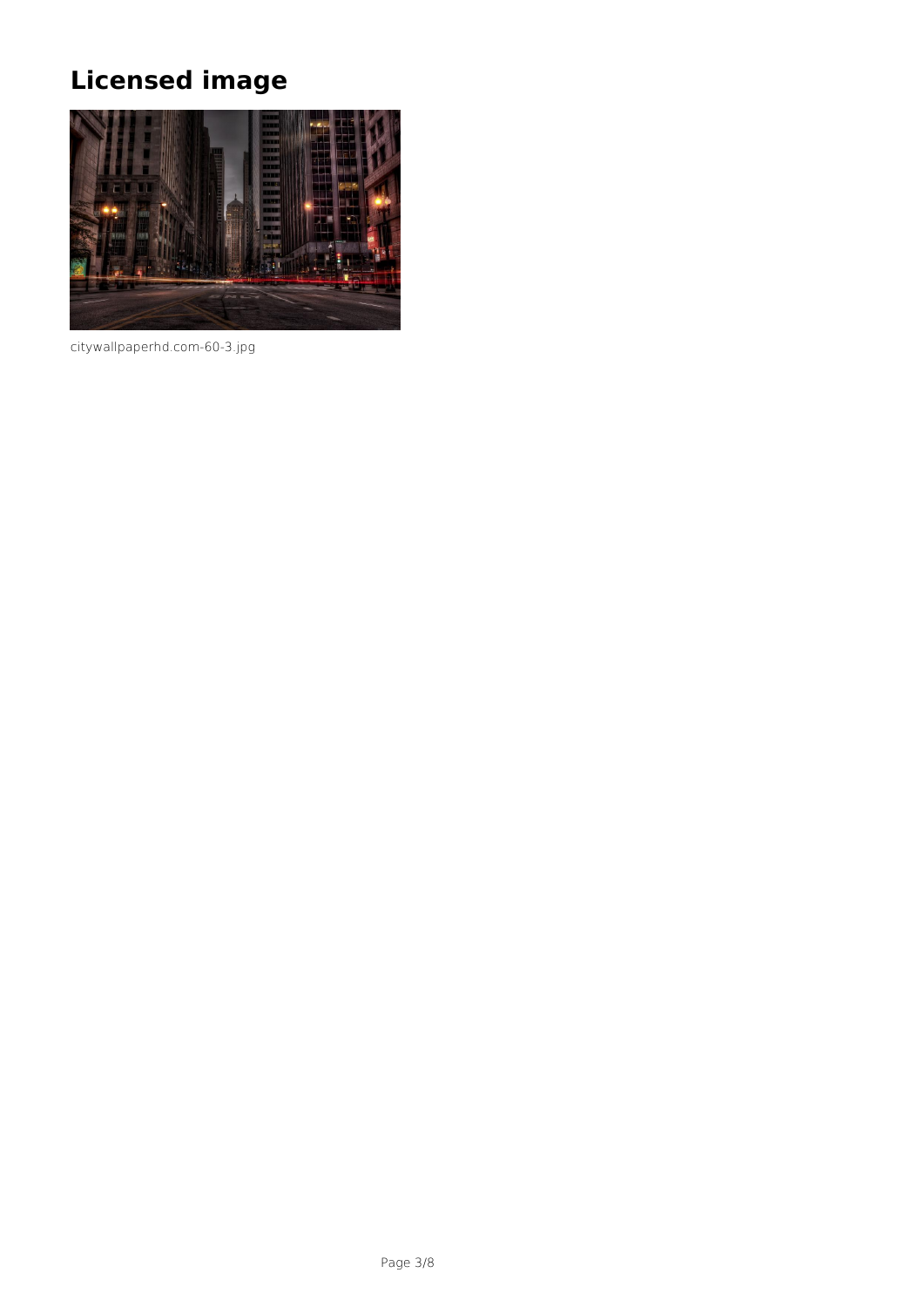# Licensed image

citywallpaperhd.com-60-3.jpg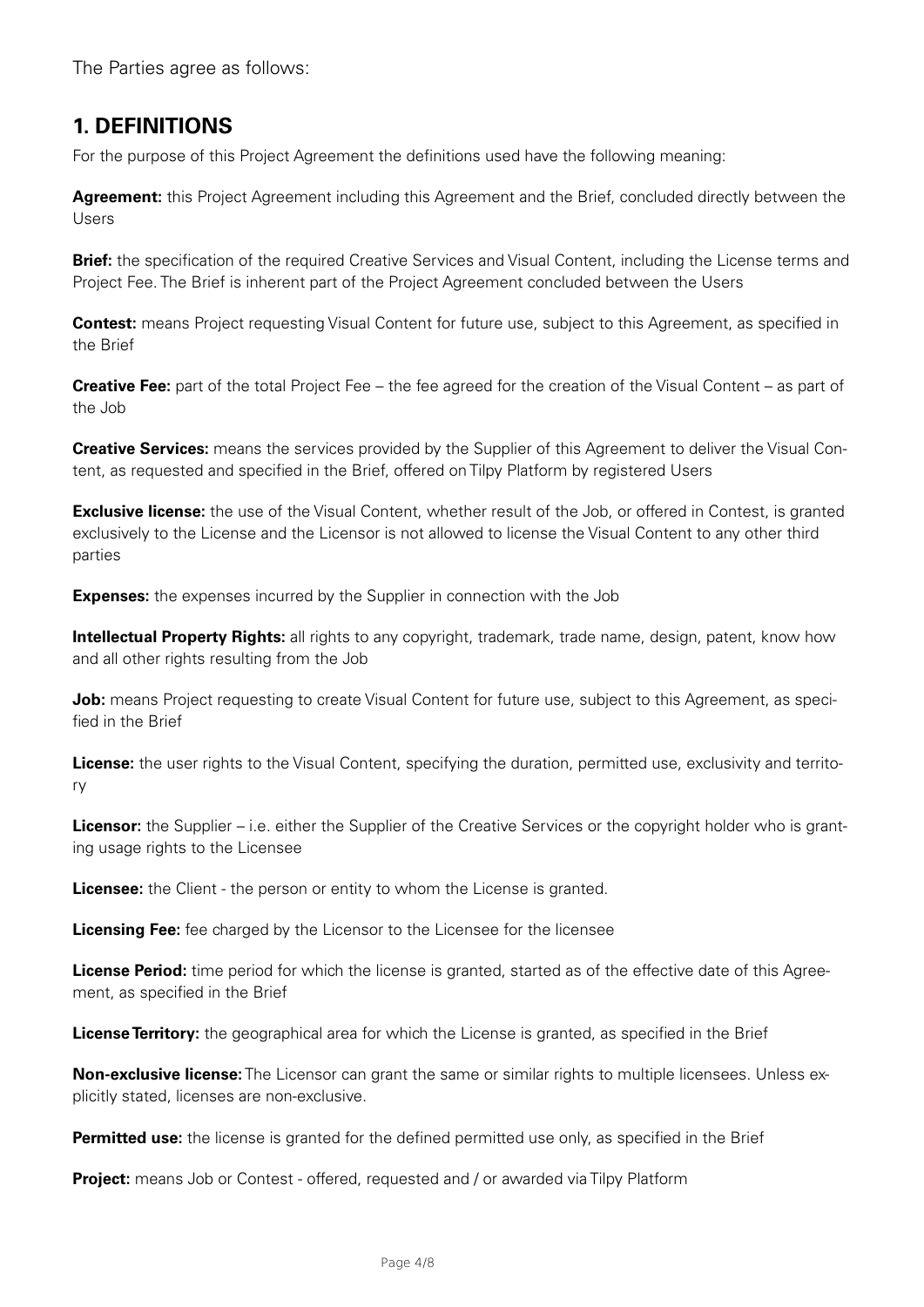The Parties agree as follows:

## 1. DEFINITIONS

For the purpose of this Project Agreement the definitions used have the following meaning:

**Agreement:** this Project Agreement including this Agreement and the Brief, concluded directly between the Users

**Brief:** the specification of the required Creative Services and Visual Content, including the License terms and Project Fee. The Brief is inherent part of the Project Agreement concluded between the Users

**Contest:** means Project requesting Visual Content for future use, subject to this Agreement, as specified in the Brief

**Creative Fee:** part of the total Project Fee – the fee agreed for the creation of the Visual Content – as part of the Job

**Creative Services:** means the services provided by the Supplier of this Agreement to deliver the Visual Content, as requested and specified in the Brief, offered on Tilpy Platform by registered Users

**Exclusive license:** the use of the Visual Content, whether result of the Job, or offered in Contest, is granted exclusively to the License and the Licensor is not allowed to license the Visual Content to any other third parties

**Expenses:** the expenses incurred by the Supplier in connection with the Job

**Intellectual Property Rights:** all rights to any copyright, trademark, trade name, design, patent, know how and all other rights resulting from the Job

**Job:** means Project requesting to create Visual Content for future use, subject to this Agreement, as specified in the Brief

**License:** the user rights to the Visual Content, specifying the duration, permitted use, exclusivity and territory

**Licensor:** the Supplier – i.e. either the Supplier of the Creative Services or the copyright holder who is granting usage rights to the Licensee

**Licensee:** the Client - the person or entity to whom the License is granted.

**Licensing Fee:** fee charged by the Licensor to the Licensee for the licensee

**License Period:** time period for which the license is granted, started as of the effective date of this Agreement, as specified in the Brief

**License Territory:** the geographical area for which the License is granted, as specified in the Brief

**Non-exclusive license:** The Licensor can grant the same or similar rights to multiple licensees. Unless explicitly stated, licenses are non-exclusive.

**Permitted use:** the license is granted for the defined permitted use only, as specified in the Brief

**Project:** means Job or Contest - offered, requested and / or awarded via Tilpy Platform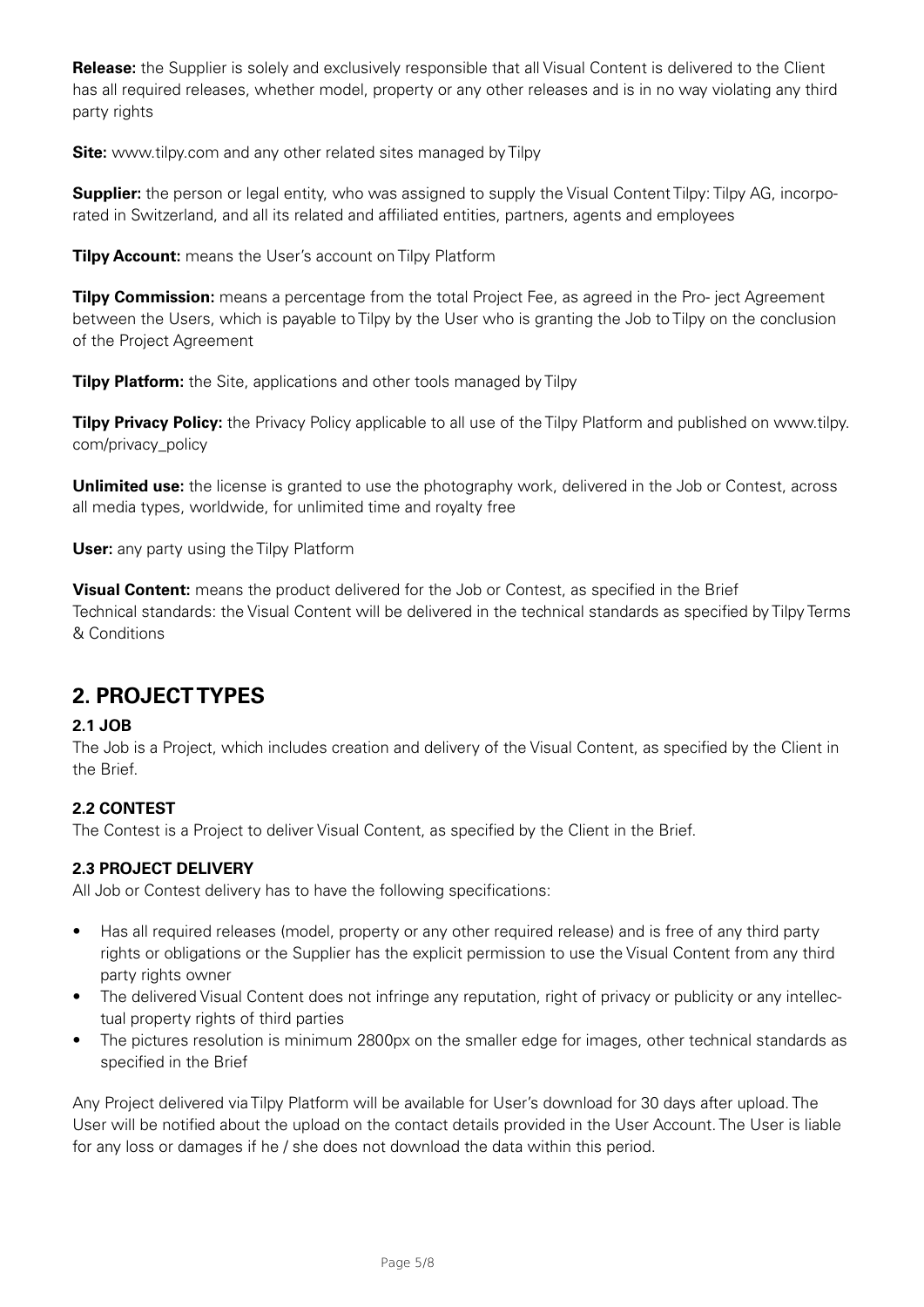**Release:** the Supplier is solely and exclusively responsible that all Visual Content is delivered to the Client has all required releases, whether model, property or any other releases and is in no way violating any third party rights

**Site:** www.tilpy.com and any other related sites managed by Tilpy

**Supplier:** the person or legal entity, who was assigned to supply the Visual Content Tilpy: Tilpy AG, incorporated in Switzerland, and all its related and affiliated entities, partners, agents and employees

**Tilpy Account:** means the User's account on Tilpy Platform

**Tilpy Commission:** means a percentage from the total Project Fee, as agreed in the Pro- ject Agreement between the Users, which is payable to Tilpy by the User who is granting the Job to Tilpy on the conclusion of the Project Agreement

**Tilpy Platform:** the Site, applications and other tools managed by Tilpy

**Tilpy Privacy Policy:** the Privacy Policy applicable to all use of the Tilpy Platform and published on www.tilpy.com/privacy_policy

**Unlimited use:** the license is granted to use the photography work, delivered in the Job or Contest, across all media types, worldwide, for unlimited time and royalty free

**User:** any party using the Tilpy Platform

**Visual Content:** means the product delivered for the Job or Contest, as specified in the Brief
Technical standards: the Visual Content will be delivered in the technical standards as specified by Tilpy Terms & Conditions

## 2. PROJECT TYPES

### 2.1 JOB

The Job is a Project, which includes creation and delivery of the Visual Content, as specified by the Client in the Brief.

### 2.2 CONTEST

The Contest is a Project to deliver Visual Content, as specified by the Client in the Brief.

### 2.3 PROJECT DELIVERY

All Job or Contest delivery has to have the following specifications:

- Has all required releases (model, property or any other required release) and is free of any third party rights or obligations or the Supplier has the explicit permission to use the Visual Content from any third party rights owner
- The delivered Visual Content does not infringe any reputation, right of privacy or publicity or any intellectual property rights of third parties
- The pictures resolution is minimum 2800px on the smaller edge for images, other technical standards as specified in the Brief

Any Project delivered via Tilpy Platform will be available for User's download for 30 days after upload. The User will be notified about the upload on the contact details provided in the User Account. The User is liable for any loss or damages if he / she does not download the data within this period.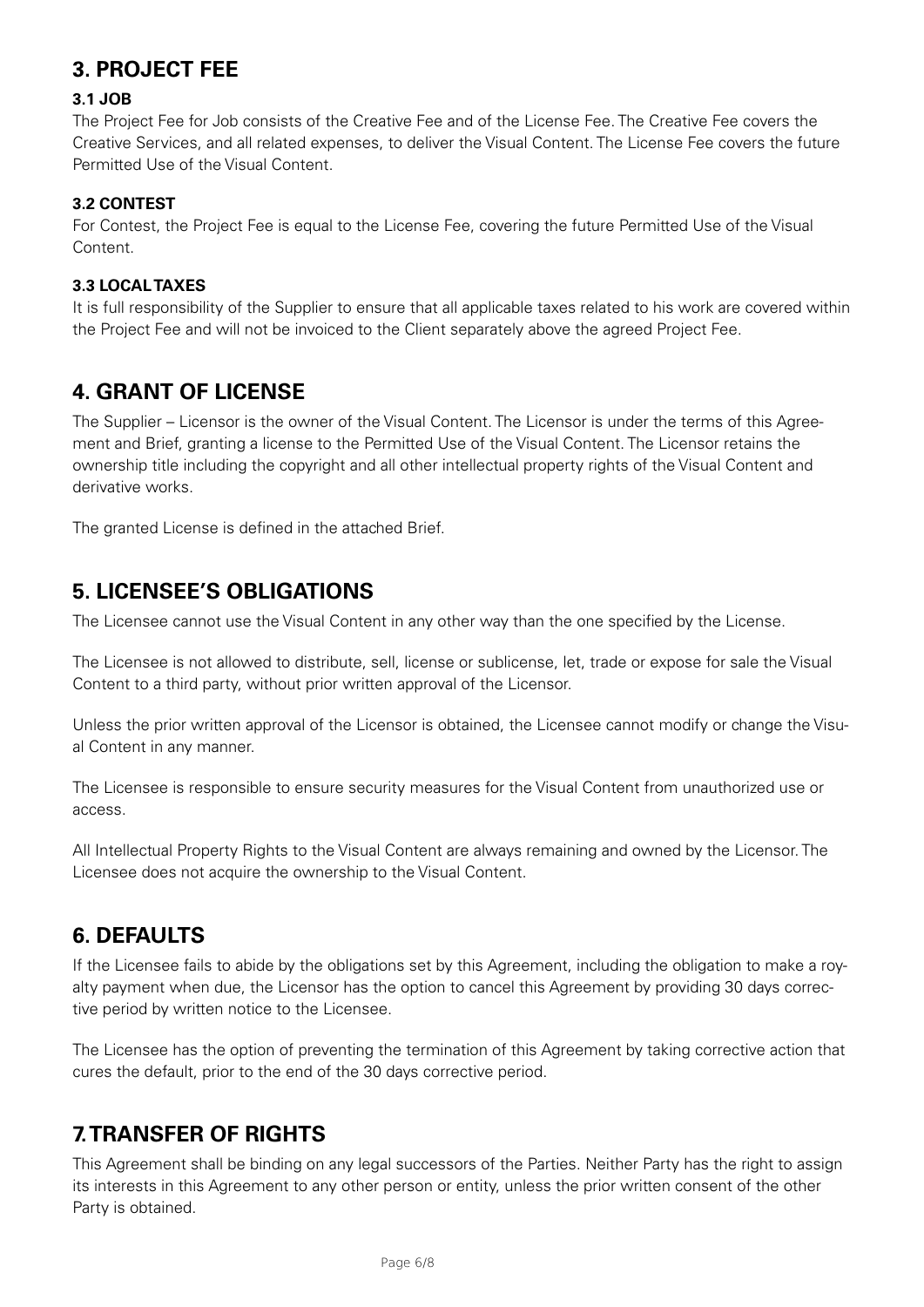## 3. PROJECT FEE

### 3.1 JOB

The Project Fee for Job consists of the Creative Fee and of the License Fee. The Creative Fee covers the Creative Services, and all related expenses, to deliver the Visual Content. The License Fee covers the future Permitted Use of the Visual Content.

### 3.2 CONTEST

For Contest, the Project Fee is equal to the License Fee, covering the future Permitted Use of the Visual Content.

### 3.3 LOCAL TAXES

It is full responsibility of the Supplier to ensure that all applicable taxes related to his work are covered within the Project Fee and will not be invoiced to the Client separately above the agreed Project Fee.

## 4. GRANT OF LICENSE

The Supplier – Licensor is the owner of the Visual Content. The Licensor is under the terms of this Agreement and Brief, granting a license to the Permitted Use of the Visual Content. The Licensor retains the ownership title including the copyright and all other intellectual property rights of the Visual Content and derivative works.

The granted License is defined in the attached Brief.

## 5. LICENSEE'S OBLIGATIONS

The Licensee cannot use the Visual Content in any other way than the one specified by the License.

The Licensee is not allowed to distribute, sell, license or sublicense, let, trade or expose for sale the Visual Content to a third party, without prior written approval of the Licensor.

Unless the prior written approval of the Licensor is obtained, the Licensee cannot modify or change the Visual Content in any manner.

The Licensee is responsible to ensure security measures for the Visual Content from unauthorized use or access.

All Intellectual Property Rights to the Visual Content are always remaining and owned by the Licensor. The Licensee does not acquire the ownership to the Visual Content.

## 6. DEFAULTS

If the Licensee fails to abide by the obligations set by this Agreement, including the obligation to make a royalty payment when due, the Licensor has the option to cancel this Agreement by providing 30 days corrective period by written notice to the Licensee.

The Licensee has the option of preventing the termination of this Agreement by taking corrective action that cures the default, prior to the end of the 30 days corrective period.

## 7. TRANSFER OF RIGHTS

This Agreement shall be binding on any legal successors of the Parties. Neither Party has the right to assign its interests in this Agreement to any other person or entity, unless the prior written consent of the other Party is obtained.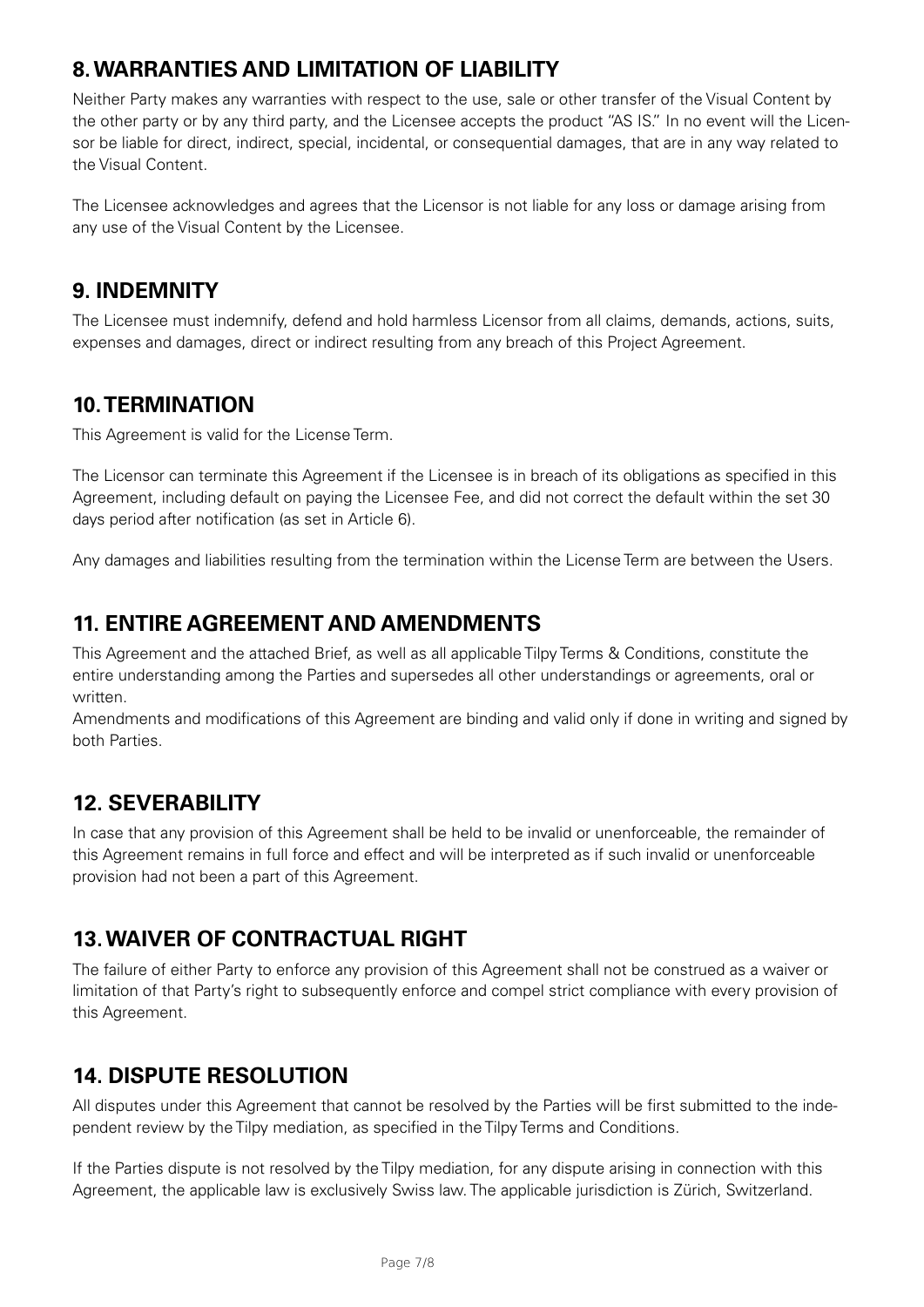## 8. WARRANTIES AND LIMITATION OF LIABILITY

Neither Party makes any warranties with respect to the use, sale or other transfer of the Visual Content by the other party or by any third party, and the Licensee accepts the product "AS IS." In no event will the Licensor be liable for direct, indirect, special, incidental, or consequential damages, that are in any way related to the Visual Content.

The Licensee acknowledges and agrees that the Licensor is not liable for any loss or damage arising from any use of the Visual Content by the Licensee.

## 9. INDEMNITY

The Licensee must indemnify, defend and hold harmless Licensor from all claims, demands, actions, suits, expenses and damages, direct or indirect resulting from any breach of this Project Agreement.

## 10. TERMINATION

This Agreement is valid for the License Term.

The Licensor can terminate this Agreement if the Licensee is in breach of its obligations as specified in this Agreement, including default on paying the Licensee Fee, and did not correct the default within the set 30 days period after notification (as set in Article 6).

Any damages and liabilities resulting from the termination within the License Term are between the Users.

## 11. ENTIRE AGREEMENT AND AMENDMENTS

This Agreement and the attached Brief, as well as all applicable Tilpy Terms & Conditions, constitute the entire understanding among the Parties and supersedes all other understandings or agreements, oral or written.

Amendments and modifications of this Agreement are binding and valid only if done in writing and signed by both Parties.

## 12. SEVERABILITY

In case that any provision of this Agreement shall be held to be invalid or unenforceable, the remainder of this Agreement remains in full force and effect and will be interpreted as if such invalid or unenforceable provision had not been a part of this Agreement.

## 13. WAIVER OF CONTRACTUAL RIGHT

The failure of either Party to enforce any provision of this Agreement shall not be construed as a waiver or limitation of that Party's right to subsequently enforce and compel strict compliance with every provision of this Agreement.

## 14. DISPUTE RESOLUTION

All disputes under this Agreement that cannot be resolved by the Parties will be first submitted to the independent review by the Tilpy mediation, as specified in the Tilpy Terms and Conditions.

If the Parties dispute is not resolved by the Tilpy mediation, for any dispute arising in connection with this Agreement, the applicable law is exclusively Swiss law. The applicable jurisdiction is Zürich, Switzerland.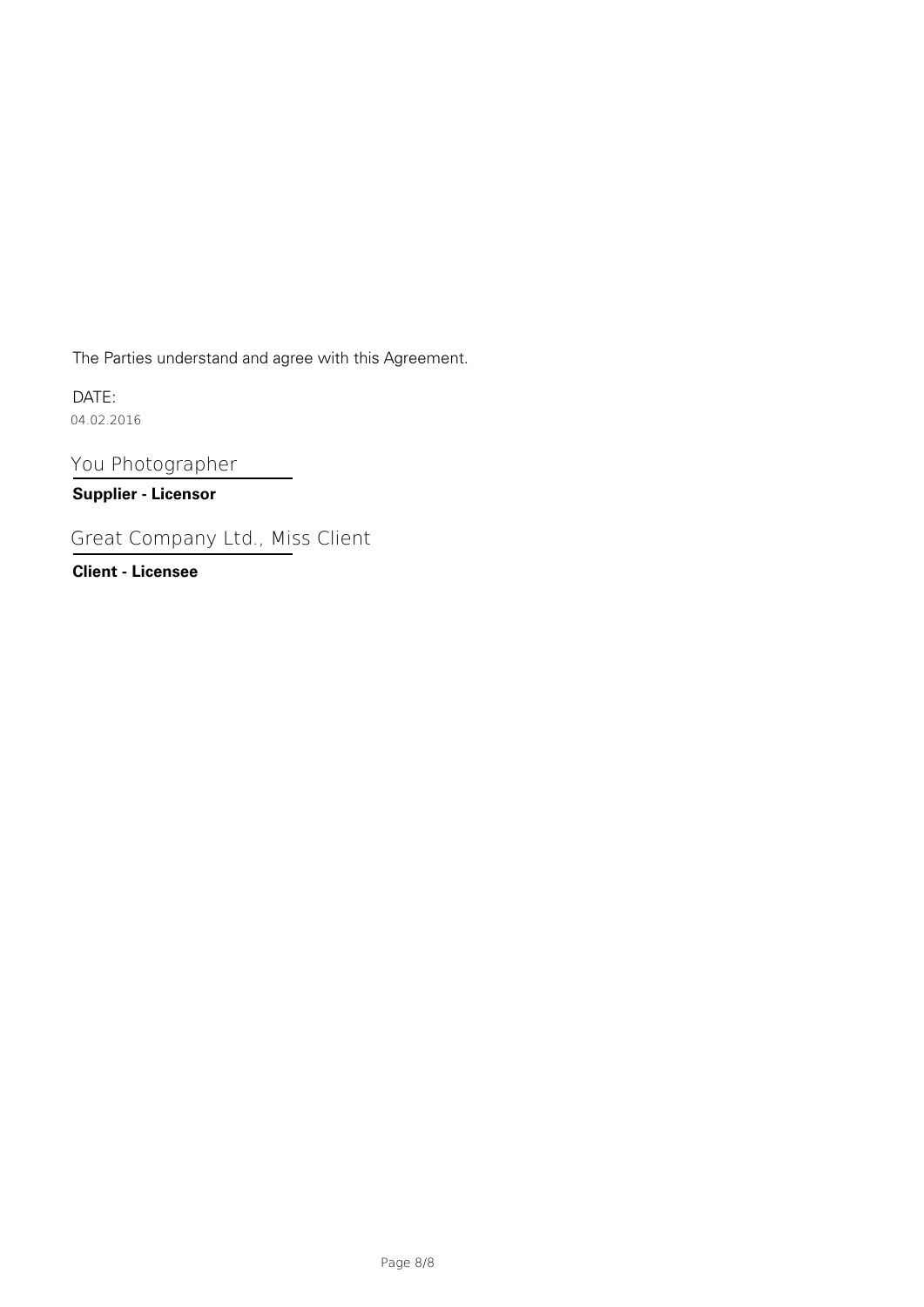The Parties understand and agree with this Agreement.

DATE:
04.02.2016

You Photographer

**Supplier - Licensor**

Great Company Ltd., Miss Client

**Client - Licensee**